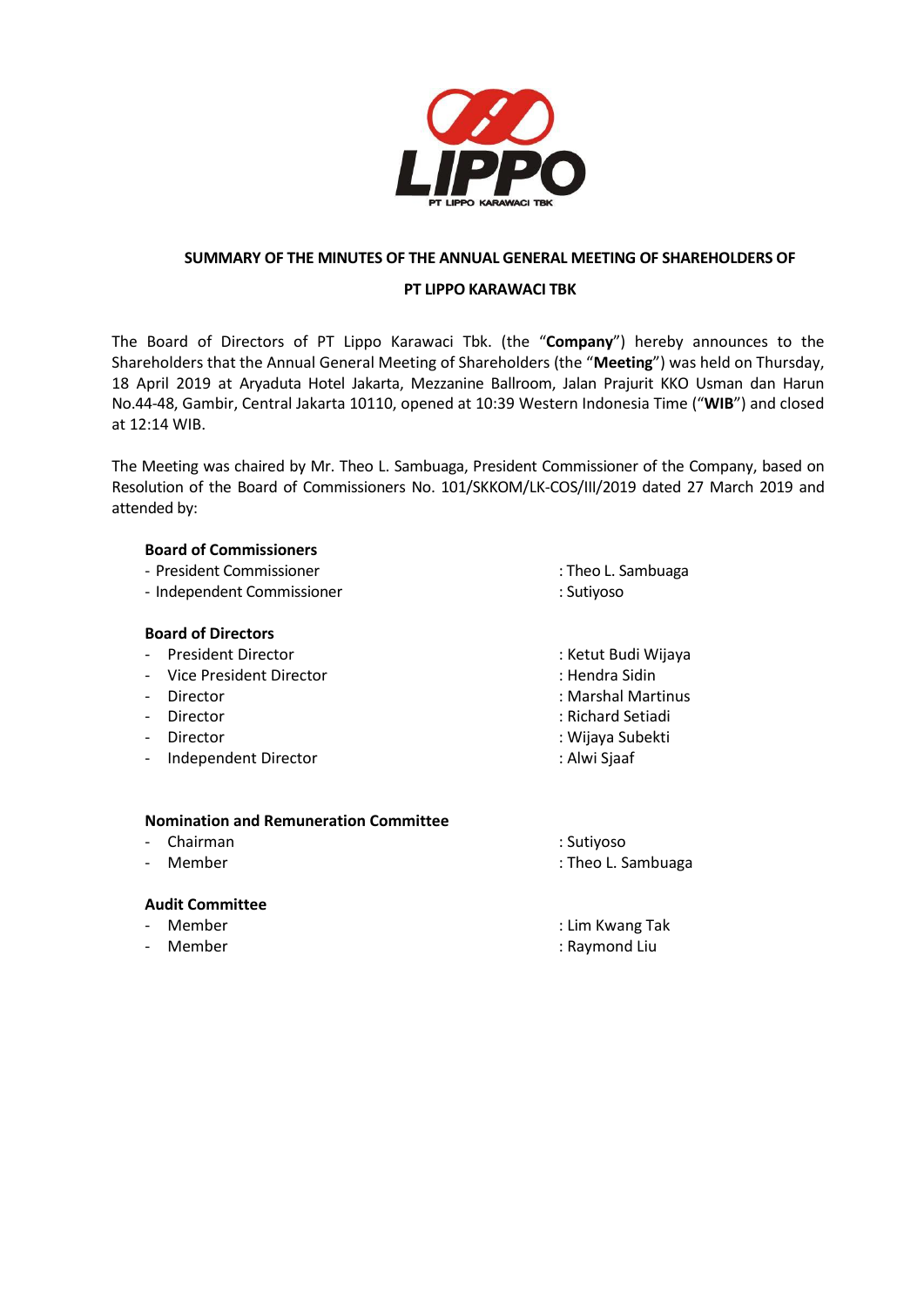LIPPO

PT LIPPO KARAWACI TBK

## SUMMARY OF THE MINUTES OF THE ANNUAL GENERAL MEETING OF SHAREHOLDERS OF

## PT LIPPO KARAWACI TBK

The Board of Directors of PT Lippo Karawaci Tbk. (the "**Company**") hereby announces to the Shareholders that the Annual General Meeting of Shareholders (the "**Meeting**") was held on Thursday, 18 April 2019 at Aryaduta Hotel Jakarta, Mezzanine Ballroom, Jalan Prajurit KKO Usman dan Harun No.44-48, Gambir, Central Jakarta 10110, opened at 10:39 Western Indonesia Time ("**WIB**") and closed at 12:14 WIB.

The Meeting was chaired by Mr. Theo L. Sambuaga, President Commissioner of the Company, based on Resolution of the Board of Commissioners No. 101/SKKOM/LK-COS/III/2019 dated 27 March 2019 and attended by:

**Board of Commissioners**

- President Commissioner : Theo L. Sambuaga
- Independent Commissioner : Sutiyoso

**Board of Directors**

- President Director : Ketut Budi Wijaya
- Vice President Director : Hendra Sidin
- Director : Marshal Martinus
- Director : Richard Setiadi
- Director : Wijaya Subekti
- Independent Director : Alwi Sjaaf

**Nomination and Remuneration Committee**

- Chairman : Sutiyoso
- Member : Theo L. Sambuaga

**Audit Committee**

- Member : Lim Kwang Tak
- Member : Raymond Liu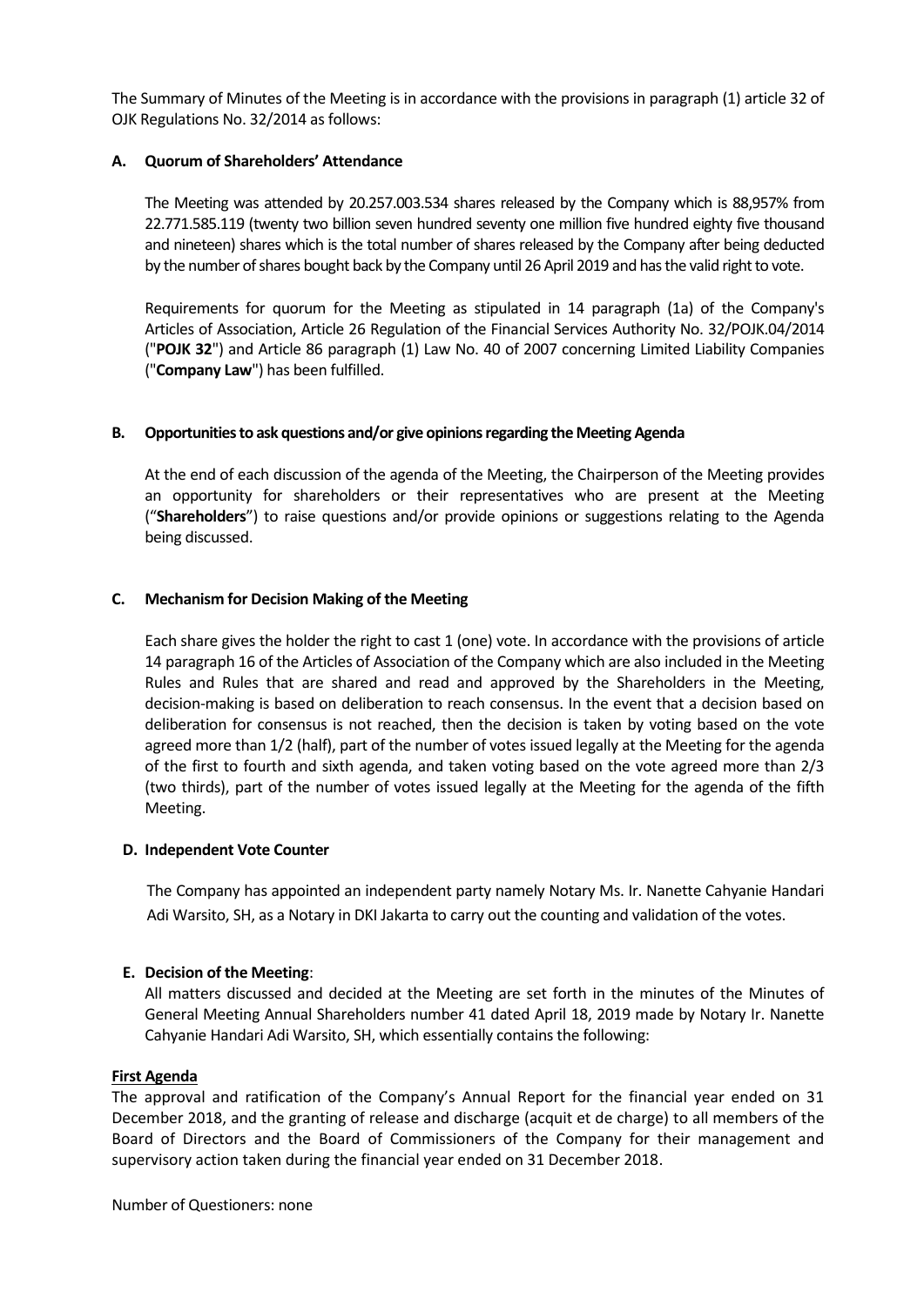The Summary of Minutes of the Meeting is in accordance with the provisions in paragraph (1) article 32 of OJK Regulations No. 32/2014 as follows:

**A. Quorum of Shareholders' Attendance**

The Meeting was attended by 20.257.003.534 shares released by the Company which is 88,957% from 22.771.585.119 (twenty two billion seven hundred seventy one million five hundred eighty five thousand and nineteen) shares which is the total number of shares released by the Company after being deducted by the number of shares bought back by the Company until 26 April 2019 and has the valid right to vote.

Requirements for quorum for the Meeting as stipulated in 14 paragraph (1a) of the Company's Articles of Association, Article 26 Regulation of the Financial Services Authority No. 32/POJK.04/2014 ("**POJK 32**") and Article 86 paragraph (1) Law No. 40 of 2007 concerning Limited Liability Companies ("**Company Law**") has been fulfilled.

**B. Opportunities to ask questions and/or give opinions regarding the Meeting Agenda**

At the end of each discussion of the agenda of the Meeting, the Chairperson of the Meeting provides an opportunity for shareholders or their representatives who are present at the Meeting ("**Shareholders**") to raise questions and/or provide opinions or suggestions relating to the Agenda being discussed.

**C. Mechanism for Decision Making of the Meeting**

Each share gives the holder the right to cast 1 (one) vote. In accordance with the provisions of article 14 paragraph 16 of the Articles of Association of the Company which are also included in the Meeting Rules and Rules that are shared and read and approved by the Shareholders in the Meeting, decision-making is based on deliberation to reach consensus. In the event that a decision based on deliberation for consensus is not reached, then the decision is taken by voting based on the vote agreed more than 1/2 (half), part of the number of votes issued legally at the Meeting for the agenda of the first to fourth and sixth agenda, and taken voting based on the vote agreed more than 2/3 (two thirds), part of the number of votes issued legally at the Meeting for the agenda of the fifth Meeting.

**D. Independent Vote Counter**

The Company has appointed an independent party namely Notary Ms. Ir. Nanette Cahyanie Handari Adi Warsito, SH, as a Notary in DKI Jakarta to carry out the counting and validation of the votes.

**E. Decision of the Meeting**:

All matters discussed and decided at the Meeting are set forth in the minutes of the Minutes of General Meeting Annual Shareholders number 41 dated April 18, 2019 made by Notary Ir. Nanette Cahyanie Handari Adi Warsito, SH, which essentially contains the following:

**First Agenda**

The approval and ratification of the Company's Annual Report for the financial year ended on 31 December 2018, and the granting of release and discharge (acquit et de charge) to all members of the Board of Directors and the Board of Commissioners of the Company for their management and supervisory action taken during the financial year ended on 31 December 2018.

Number of Questioners: none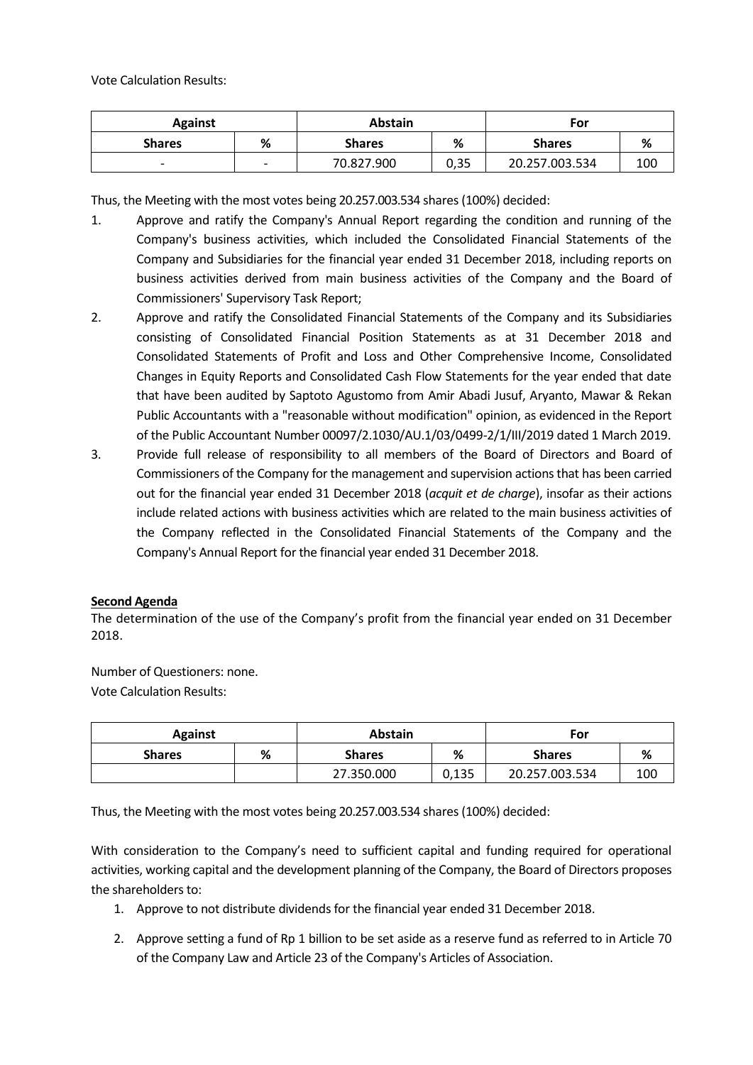Vote Calculation Results:

| Against | | Abstain | | For | |
|---|---|---|---|---|---|
| Shares | % | Shares | % | Shares | % |
| - | - | 70.827.900 | 0,35 | 20.257.003.534 | 100 |

Thus, the Meeting with the most votes being 20.257.003.534 shares (100%) decided:

1. Approve and ratify the Company's Annual Report regarding the condition and running of the Company's business activities, which included the Consolidated Financial Statements of the Company and Subsidiaries for the financial year ended 31 December 2018, including reports on business activities derived from main business activities of the Company and the Board of Commissioners' Supervisory Task Report;
2. Approve and ratify the Consolidated Financial Statements of the Company and its Subsidiaries consisting of Consolidated Financial Position Statements as at 31 December 2018 and Consolidated Statements of Profit and Loss and Other Comprehensive Income, Consolidated Changes in Equity Reports and Consolidated Cash Flow Statements for the year ended that date that have been audited by Saptoto Agustomo from Amir Abadi Jusuf, Aryanto, Mawar & Rekan Public Accountants with a "reasonable without modification" opinion, as evidenced in the Report of the Public Accountant Number 00097/2.1030/AU.1/03/0499-2/1/III/2019 dated 1 March 2019.
3. Provide full release of responsibility to all members of the Board of Directors and Board of Commissioners of the Company for the management and supervision actions that has been carried out for the financial year ended 31 December 2018 (*acquit et de charge*), insofar as their actions include related actions with business activities which are related to the main business activities of the Company reflected in the Consolidated Financial Statements of the Company and the Company's Annual Report for the financial year ended 31 December 2018.

**Second Agenda**

The determination of the use of the Company's profit from the financial year ended on 31 December 2018.

Number of Questioners: none.

Vote Calculation Results:

| Against | | Abstain | | For | |
|---|---|---|---|---|---|
| Shares | % | Shares | % | Shares | % |
| | | 27.350.000 | 0,135 | 20.257.003.534 | 100 |

Thus, the Meeting with the most votes being 20.257.003.534 shares (100%) decided:

With consideration to the Company's need to sufficient capital and funding required for operational activities, working capital and the development planning of the Company, the Board of Directors proposes the shareholders to:

1. Approve to not distribute dividends for the financial year ended 31 December 2018.
2. Approve setting a fund of Rp 1 billion to be set aside as a reserve fund as referred to in Article 70 of the Company Law and Article 23 of the Company's Articles of Association.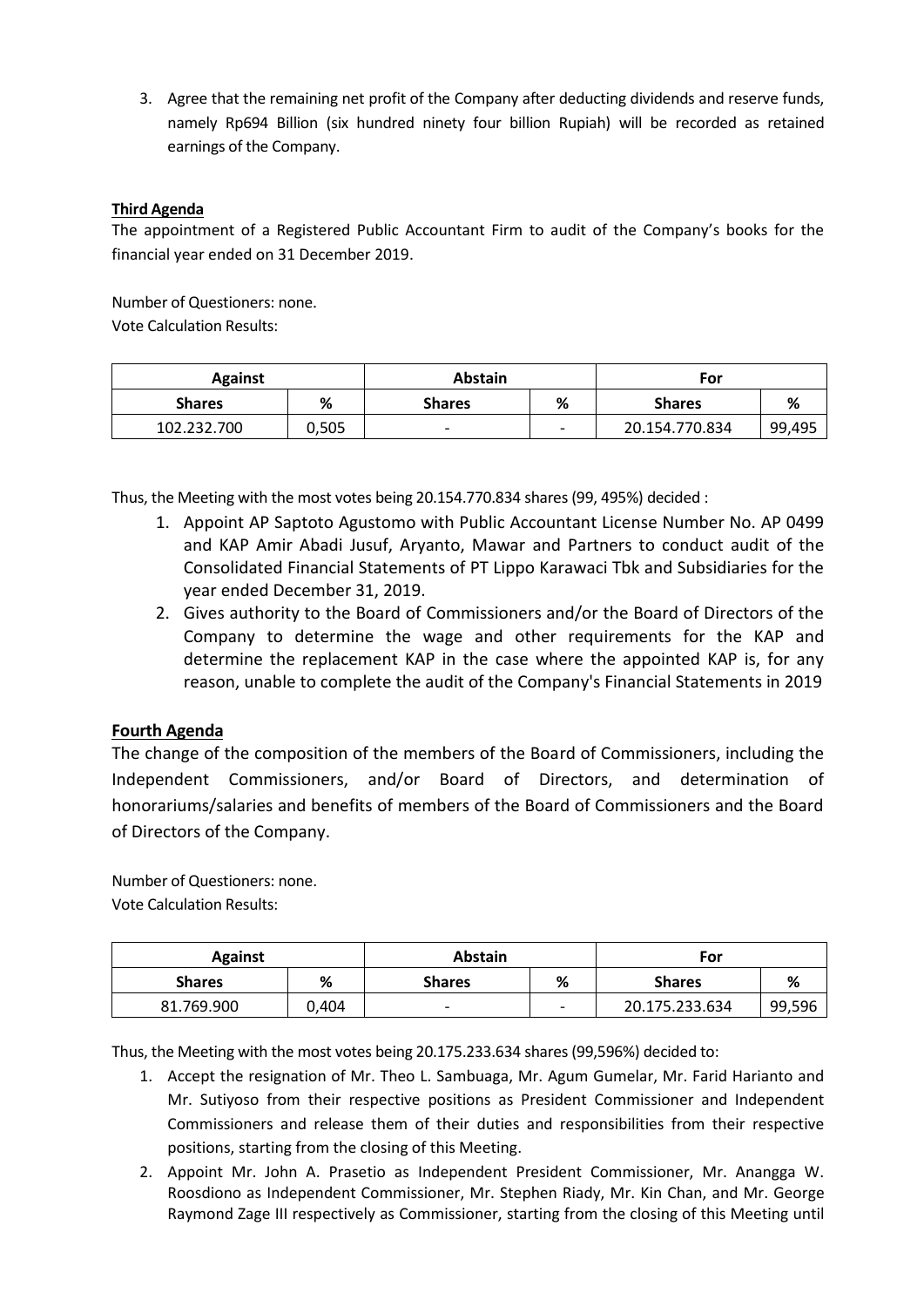3. Agree that the remaining net profit of the Company after deducting dividends and reserve funds, namely Rp694 Billion (six hundred ninety four billion Rupiah) will be recorded as retained earnings of the Company.

**Third Agenda**

The appointment of a Registered Public Accountant Firm to audit of the Company's books for the financial year ended on 31 December 2019.

Number of Questioners: none.
Vote Calculation Results:

| Against | | Abstain | | For | |
|---|---|---|---|---|---|
| **Shares** | **%** | **Shares** | **%** | **Shares** | **%** |
| 102.232.700 | 0,505 | - | - | 20.154.770.834 | 99,495 |

Thus, the Meeting with the most votes being 20.154.770.834 shares (99, 495%) decided :

1. Appoint AP Saptoto Agustomo with Public Accountant License Number No. AP 0499 and KAP Amir Abadi Jusuf, Aryanto, Mawar and Partners to conduct audit of the Consolidated Financial Statements of PT Lippo Karawaci Tbk and Subsidiaries for the year ended December 31, 2019.
2. Gives authority to the Board of Commissioners and/or the Board of Directors of the Company to determine the wage and other requirements for the KAP and determine the replacement KAP in the case where the appointed KAP is, for any reason, unable to complete the audit of the Company's Financial Statements in 2019

**Fourth Agenda**

The change of the composition of the members of the Board of Commissioners, including the Independent Commissioners, and/or Board of Directors, and determination of honorariums/salaries and benefits of members of the Board of Commissioners and the Board of Directors of the Company.

Number of Questioners: none.
Vote Calculation Results:

| Against | | Abstain | | For | |
|---|---|---|---|---|---|
| **Shares** | **%** | **Shares** | **%** | **Shares** | **%** |
| 81.769.900 | 0,404 | - | - | 20.175.233.634 | 99,596 |

Thus, the Meeting with the most votes being 20.175.233.634 shares (99,596%) decided to:

1. Accept the resignation of Mr. Theo L. Sambuaga, Mr. Agum Gumelar, Mr. Farid Harianto and Mr. Sutiyoso from their respective positions as President Commissioner and Independent Commissioners and release them of their duties and responsibilities from their respective positions, starting from the closing of this Meeting.
2. Appoint Mr. John A. Prasetio as Independent President Commissioner, Mr. Anangga W. Roosdiono as Independent Commissioner, Mr. Stephen Riady, Mr. Kin Chan, and Mr. George Raymond Zage III respectively as Commissioner, starting from the closing of this Meeting until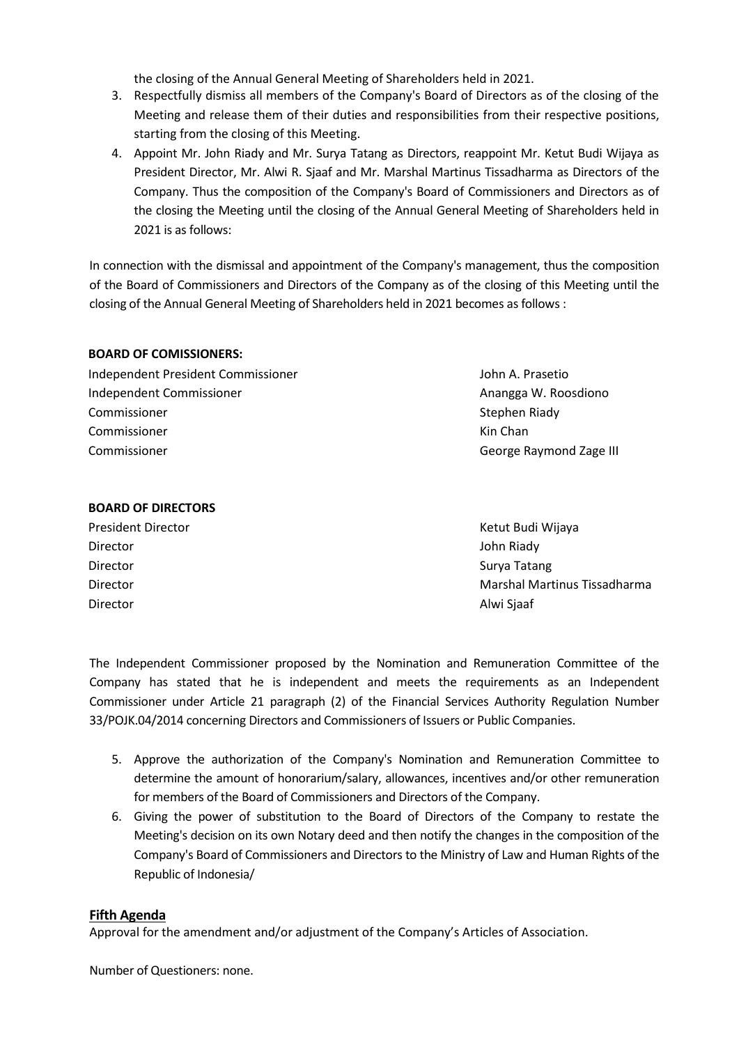the closing of the Annual General Meeting of Shareholders held in 2021.

3. Respectfully dismiss all members of the Company's Board of Directors as of the closing of the Meeting and release them of their duties and responsibilities from their respective positions, starting from the closing of this Meeting.
4. Appoint Mr. John Riady and Mr. Surya Tatang as Directors, reappoint Mr. Ketut Budi Wijaya as President Director, Mr. Alwi R. Sjaaf and Mr. Marshal Martinus Tissadharma as Directors of the Company. Thus the composition of the Company's Board of Commissioners and Directors as of the closing the Meeting until the closing of the Annual General Meeting of Shareholders held in 2021 is as follows:

In connection with the dismissal and appointment of the Company's management, thus the composition of the Board of Commissioners and Directors of the Company as of the closing of this Meeting until the closing of the Annual General Meeting of Shareholders held in 2021 becomes as follows :

**BOARD OF COMISSIONERS:**

| | |
|---|---|
| Independent President Commissioner | John A. Prasetio |
| Independent Commissioner | Anangga W. Roosdiono |
| Commissioner | Stephen Riady |
| Commissioner | Kin Chan |
| Commissioner | George Raymond Zage III |

**BOARD OF DIRECTORS**

| | |
|---|---|
| President Director | Ketut Budi Wijaya |
| Director | John Riady |
| Director | Surya Tatang |
| Director | Marshal Martinus Tissadharma |
| Director | Alwi Sjaaf |

The Independent Commissioner proposed by the Nomination and Remuneration Committee of the Company has stated that he is independent and meets the requirements as an Independent Commissioner under Article 21 paragraph (2) of the Financial Services Authority Regulation Number 33/POJK.04/2014 concerning Directors and Commissioners of Issuers or Public Companies.

5. Approve the authorization of the Company's Nomination and Remuneration Committee to determine the amount of honorarium/salary, allowances, incentives and/or other remuneration for members of the Board of Commissioners and Directors of the Company.
6. Giving the power of substitution to the Board of Directors of the Company to restate the Meeting's decision on its own Notary deed and then notify the changes in the composition of the Company's Board of Commissioners and Directors to the Ministry of Law and Human Rights of the Republic of Indonesia/

**Fifth Agenda**

Approval for the amendment and/or adjustment of the Company's Articles of Association.

Number of Questioners: none.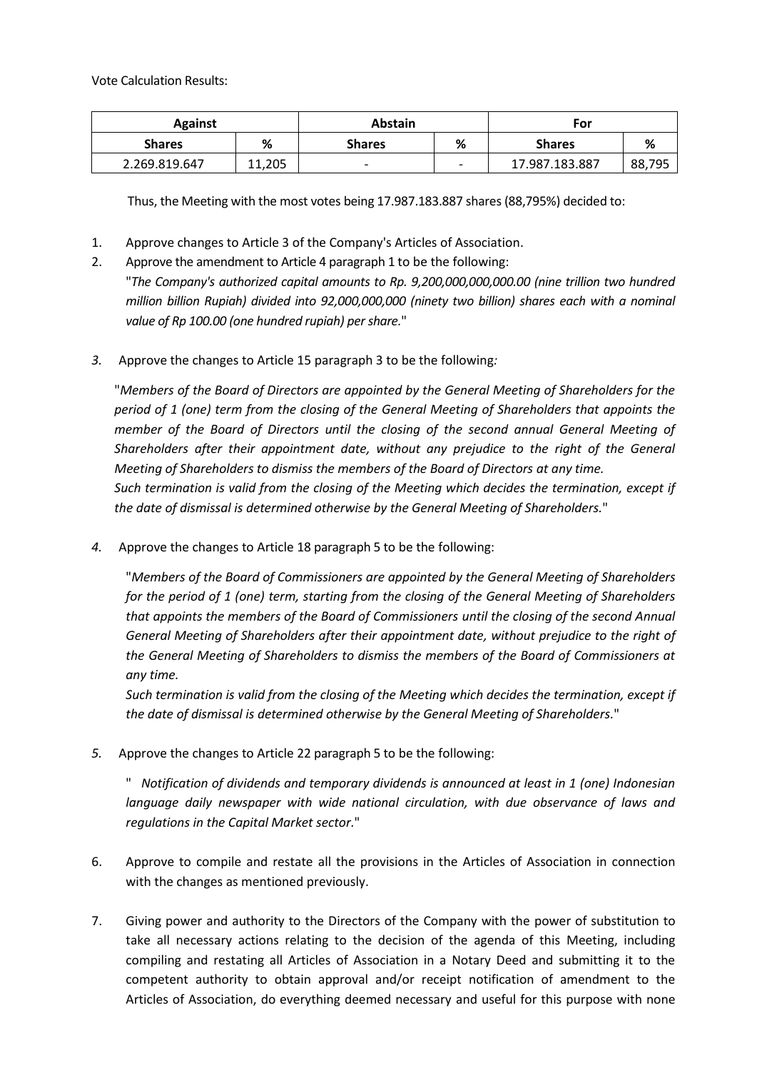Vote Calculation Results:

| Against | | Abstain | | For | |
|---|---|---|---|---|---|
| **Shares** | **%** | **Shares** | **%** | **Shares** | **%** |
| 2.269.819.647 | 11,205 | - | - | 17.987.183.887 | 88,795 |

Thus, the Meeting with the most votes being 17.987.183.887 shares (88,795%) decided to:

1. Approve changes to Article 3 of the Company's Articles of Association.
2. Approve the amendment to Article 4 paragraph 1 to be the following:
   "*The Company's authorized capital amounts to Rp. 9,200,000,000,000.00 (nine trillion two hundred million billion Rupiah) divided into 92,000,000,000 (ninety two billion) shares each with a nominal value of Rp 100.00 (one hundred rupiah) per share.*"
3. Approve the changes to Article 15 paragraph 3 to be the following:

   "*Members of the Board of Directors are appointed by the General Meeting of Shareholders for the period of 1 (one) term from the closing of the General Meeting of Shareholders that appoints the member of the Board of Directors until the closing of the second annual General Meeting of Shareholders after their appointment date, without any prejudice to the right of the General Meeting of Shareholders to dismiss the members of the Board of Directors at any time.*
   *Such termination is valid from the closing of the Meeting which decides the termination, except if the date of dismissal is determined otherwise by the General Meeting of Shareholders.*"

4. Approve the changes to Article 18 paragraph 5 to be the following:

   "*Members of the Board of Commissioners are appointed by the General Meeting of Shareholders for the period of 1 (one) term, starting from the closing of the General Meeting of Shareholders that appoints the members of the Board of Commissioners until the closing of the second Annual General Meeting of Shareholders after their appointment date, without prejudice to the right of the General Meeting of Shareholders to dismiss the members of the Board of Commissioners at any time.*
   *Such termination is valid from the closing of the Meeting which decides the termination, except if the date of dismissal is determined otherwise by the General Meeting of Shareholders.*"

5. Approve the changes to Article 22 paragraph 5 to be the following:

   " *Notification of dividends and temporary dividends is announced at least in 1 (one) Indonesian language daily newspaper with wide national circulation, with due observance of laws and regulations in the Capital Market sector.*"

6. Approve to compile and restate all the provisions in the Articles of Association in connection with the changes as mentioned previously.

7. Giving power and authority to the Directors of the Company with the power of substitution to take all necessary actions relating to the decision of the agenda of this Meeting, including compiling and restating all Articles of Association in a Notary Deed and submitting it to the competent authority to obtain approval and/or receipt notification of amendment to the Articles of Association, do everything deemed necessary and useful for this purpose with none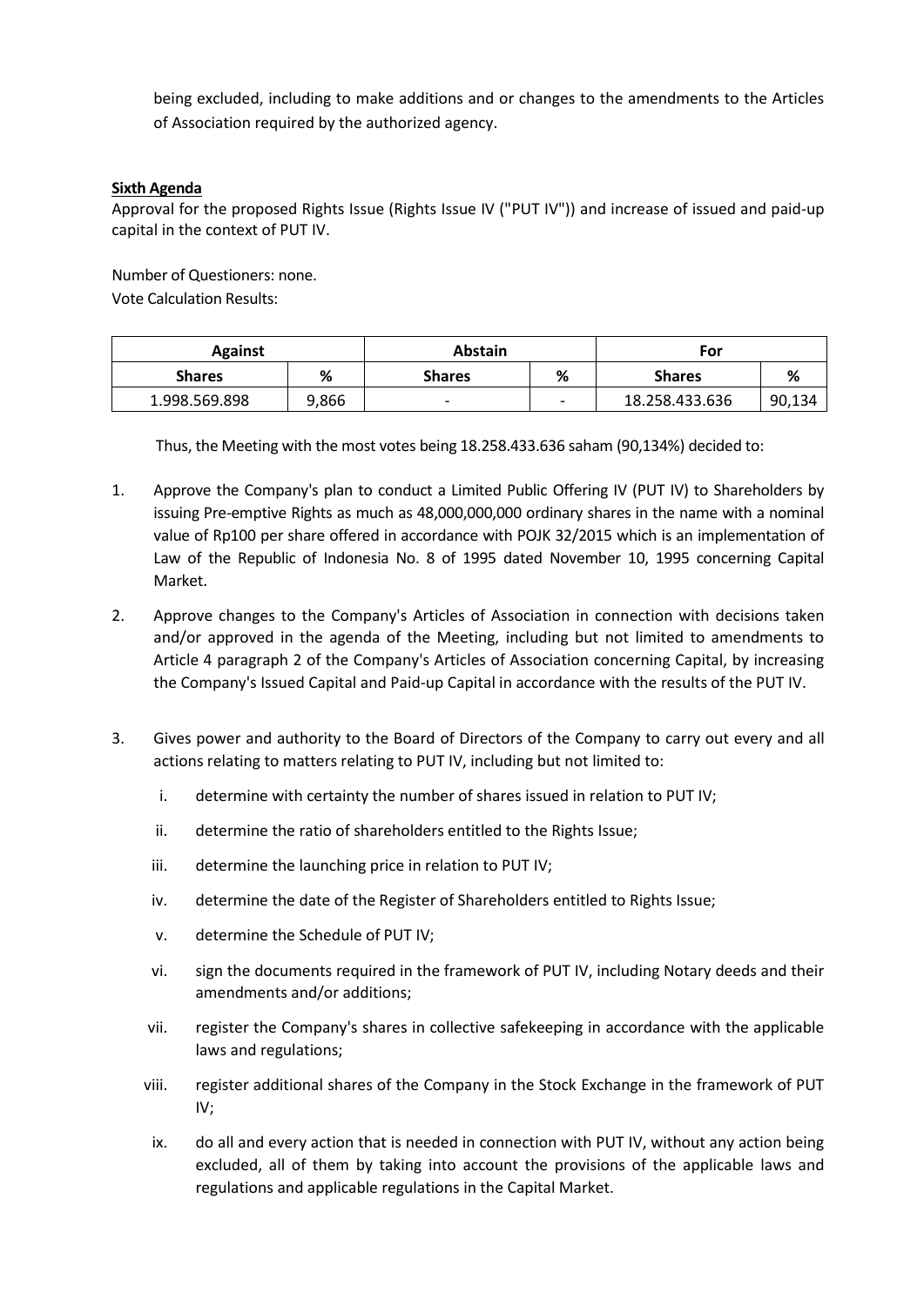being excluded, including to make additions and or changes to the amendments to the Articles of Association required by the authorized agency.

**Sixth Agenda**

Approval for the proposed Rights Issue (Rights Issue IV ("PUT IV")) and increase of issued and paid-up capital in the context of PUT IV.

Number of Questioners: none.

Vote Calculation Results:

| Against | | Abstain | | For | |
|---|---|---|---|---|---|
| **Shares** | **%** | **Shares** | **%** | **Shares** | **%** |
| 1.998.569.898 | 9,866 | - | - | 18.258.433.636 | 90,134 |

Thus, the Meeting with the most votes being 18.258.433.636 saham (90,134%) decided to:

1. Approve the Company's plan to conduct a Limited Public Offering IV (PUT IV) to Shareholders by issuing Pre-emptive Rights as much as 48,000,000,000 ordinary shares in the name with a nominal value of Rp100 per share offered in accordance with POJK 32/2015 which is an implementation of Law of the Republic of Indonesia No. 8 of 1995 dated November 10, 1995 concerning Capital Market.
2. Approve changes to the Company's Articles of Association in connection with decisions taken and/or approved in the agenda of the Meeting, including but not limited to amendments to Article 4 paragraph 2 of the Company's Articles of Association concerning Capital, by increasing the Company's Issued Capital and Paid-up Capital in accordance with the results of the PUT IV.
3. Gives power and authority to the Board of Directors of the Company to carry out every and all actions relating to matters relating to PUT IV, including but not limited to:
   i. determine with certainty the number of shares issued in relation to PUT IV;
   ii. determine the ratio of shareholders entitled to the Rights Issue;
   iii. determine the launching price in relation to PUT IV;
   iv. determine the date of the Register of Shareholders entitled to Rights Issue;
   v. determine the Schedule of PUT IV;
   vi. sign the documents required in the framework of PUT IV, including Notary deeds and their amendments and/or additions;
   vii. register the Company's shares in collective safekeeping in accordance with the applicable laws and regulations;
   viii. register additional shares of the Company in the Stock Exchange in the framework of PUT IV;
   ix. do all and every action that is needed in connection with PUT IV, without any action being excluded, all of them by taking into account the provisions of the applicable laws and regulations and applicable regulations in the Capital Market.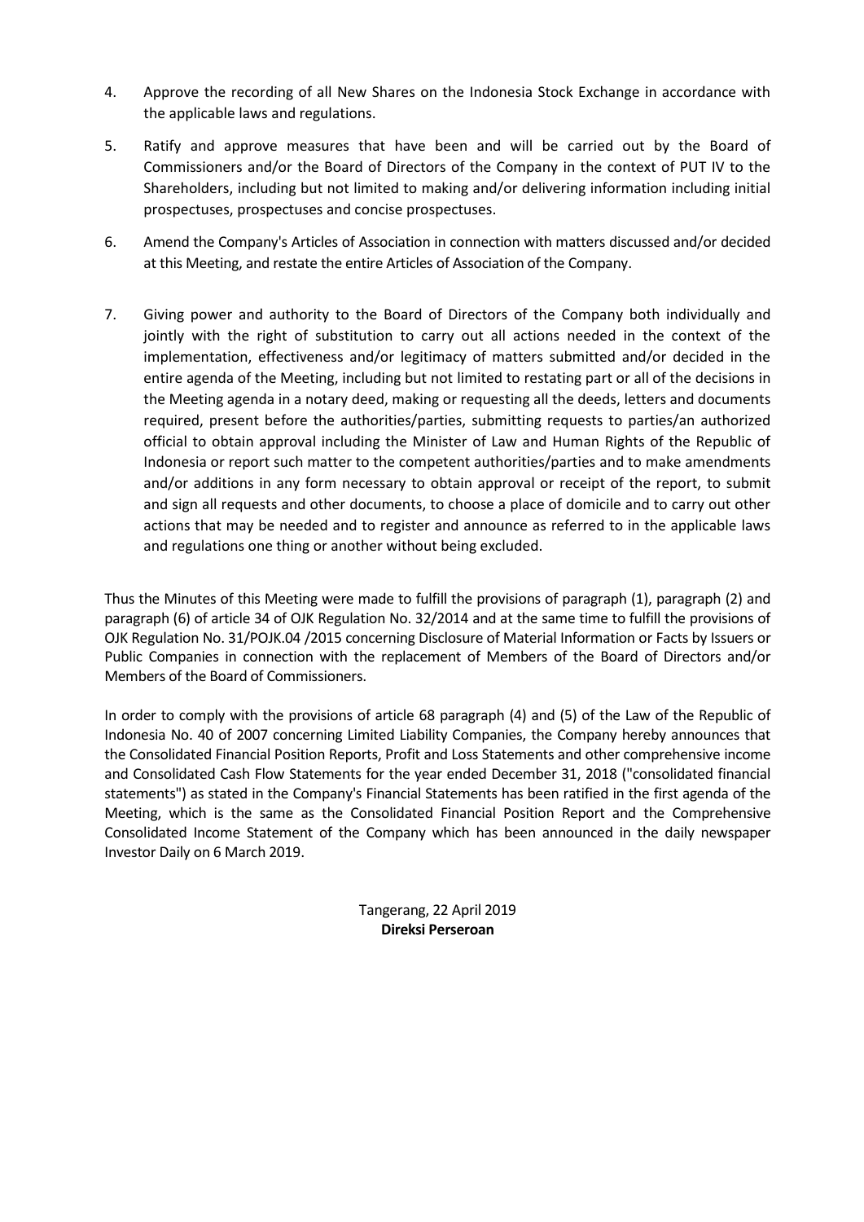4. Approve the recording of all New Shares on the Indonesia Stock Exchange in accordance with the applicable laws and regulations.

5. Ratify and approve measures that have been and will be carried out by the Board of Commissioners and/or the Board of Directors of the Company in the context of PUT IV to the Shareholders, including but not limited to making and/or delivering information including initial prospectuses, prospectuses and concise prospectuses.

6. Amend the Company's Articles of Association in connection with matters discussed and/or decided at this Meeting, and restate the entire Articles of Association of the Company.

7. Giving power and authority to the Board of Directors of the Company both individually and jointly with the right of substitution to carry out all actions needed in the context of the implementation, effectiveness and/or legitimacy of matters submitted and/or decided in the entire agenda of the Meeting, including but not limited to restating part or all of the decisions in the Meeting agenda in a notary deed, making or requesting all the deeds, letters and documents required, present before the authorities/parties, submitting requests to parties/an authorized official to obtain approval including the Minister of Law and Human Rights of the Republic of Indonesia or report such matter to the competent authorities/parties and to make amendments and/or additions in any form necessary to obtain approval or receipt of the report, to submit and sign all requests and other documents, to choose a place of domicile and to carry out other actions that may be needed and to register and announce as referred to in the applicable laws and regulations one thing or another without being excluded.

Thus the Minutes of this Meeting were made to fulfill the provisions of paragraph (1), paragraph (2) and paragraph (6) of article 34 of OJK Regulation No. 32/2014 and at the same time to fulfill the provisions of OJK Regulation No. 31/POJK.04 /2015 concerning Disclosure of Material Information or Facts by Issuers or Public Companies in connection with the replacement of Members of the Board of Directors and/or Members of the Board of Commissioners.

In order to comply with the provisions of article 68 paragraph (4) and (5) of the Law of the Republic of Indonesia No. 40 of 2007 concerning Limited Liability Companies, the Company hereby announces that the Consolidated Financial Position Reports, Profit and Loss Statements and other comprehensive income and Consolidated Cash Flow Statements for the year ended December 31, 2018 ("consolidated financial statements") as stated in the Company's Financial Statements has been ratified in the first agenda of the Meeting, which is the same as the Consolidated Financial Position Report and the Comprehensive Consolidated Income Statement of the Company which has been announced in the daily newspaper Investor Daily on 6 March 2019.

Tangerang, 22 April 2019
**Direksi Perseroan**